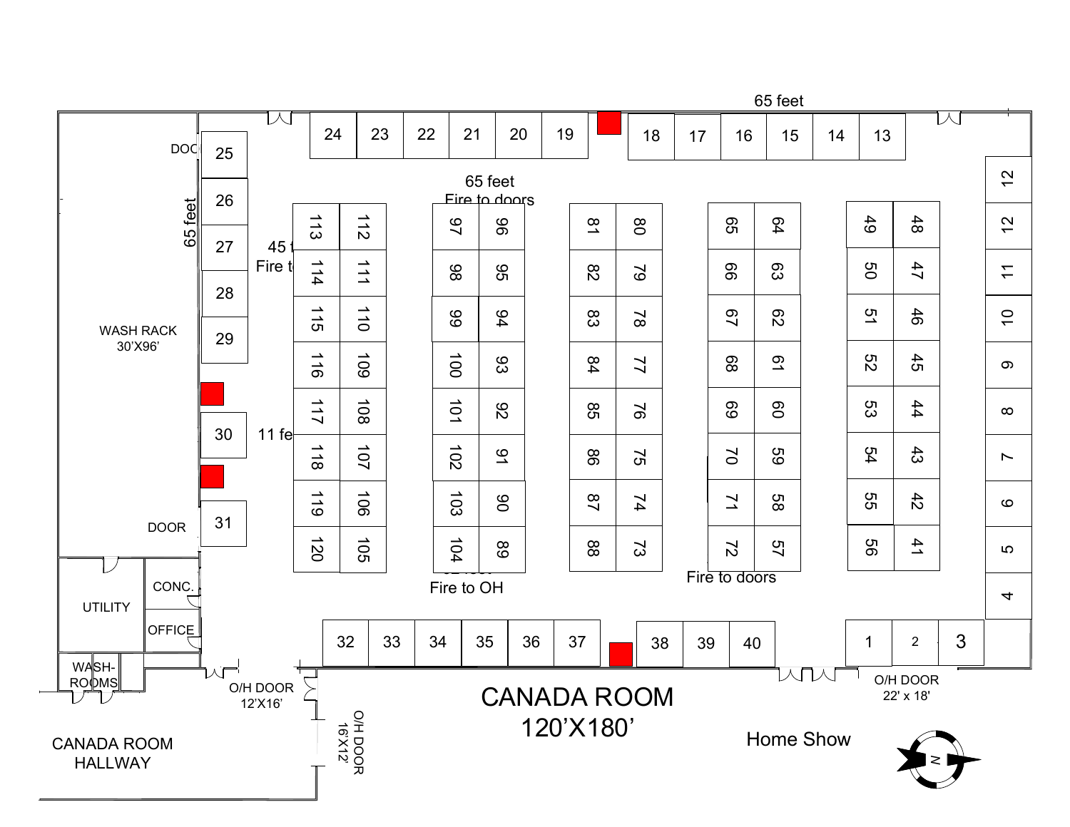CANADA ROOM
120’X180’

Home Show

65 feet

65 feet
Fire to doors

65 feet

45 f
Fire t

11 fe

Fire to OH

Fire to doors

WASH RACK
30’X96’

DOO

DOOR

UTILITY

CONC.

OFFICE

WASH-
ROOMS

O/H DOOR
12’X16’

O/H DOOR
16’X12’

O/H DOOR
22' x 18'

CANADA ROOM
HALLWAY

N

24 23 22 21 20 19 18 17 16 15 14 13

12 12 11 10 9 8 7 6 5 4

25 26 27 28 29 30 31

32 33 34 35 36 37 38 39 40 1 2 3

113 112 114 111 115 110 116 109 117 108 118 107 119 106 120 105

97 96 98 95 99 94 100 93 101 92 102 91 103 90 104 89

81 80 82 79 83 78 84 77 85 76 86 75 87 74 88 73

65 64 66 63 67 62 68 61 69 60 70 59 71 58 72 57

49 48 50 47 51 46 52 45 53 44 54 43 55 42 56 41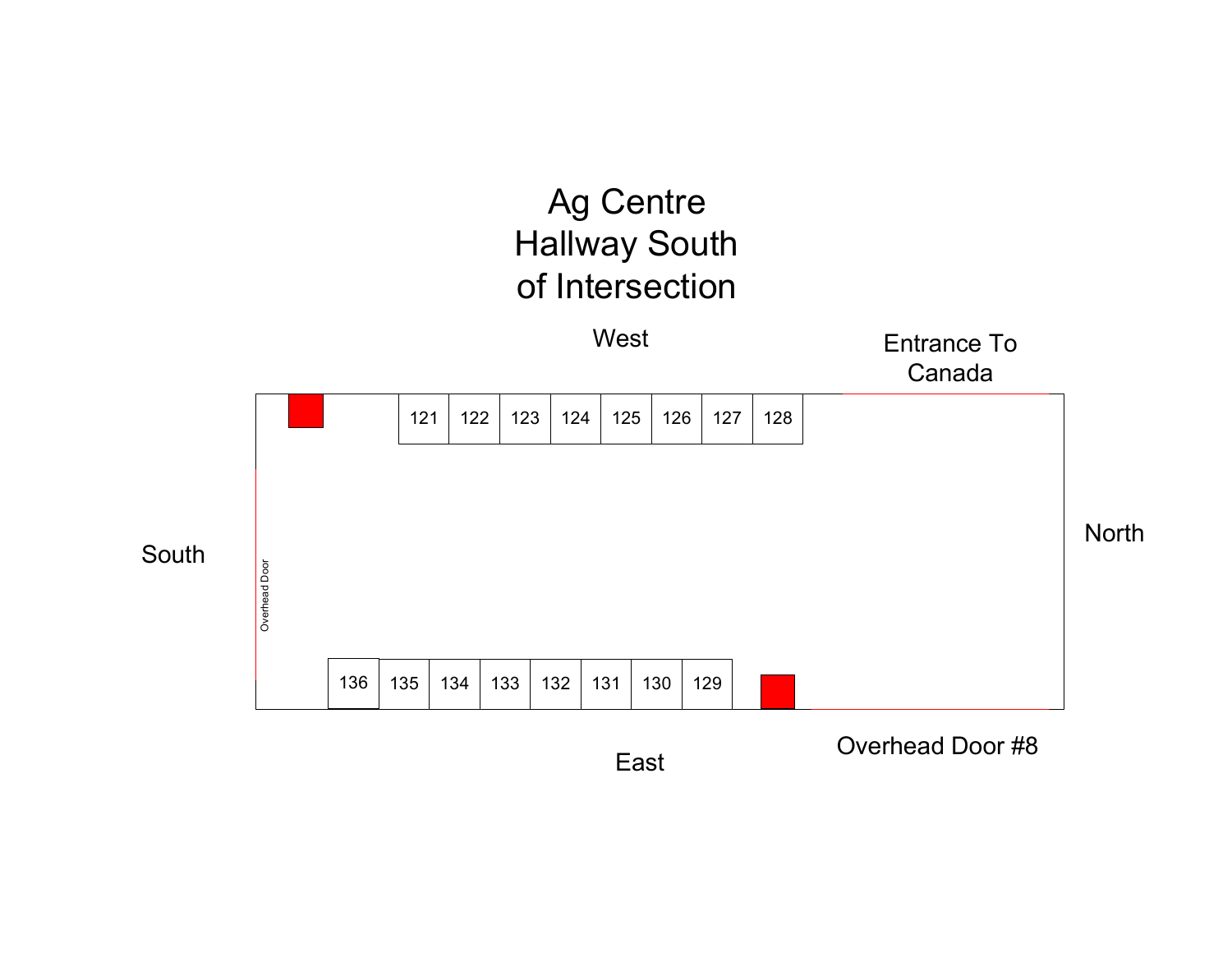# Ag Centre Hallway South of Intersection

West

Entrance To Canada

121 122 123 124 125 126 127 128

South

Overhead Door

North

136 135 134 133 132 131 130 129

East

Overhead Door #8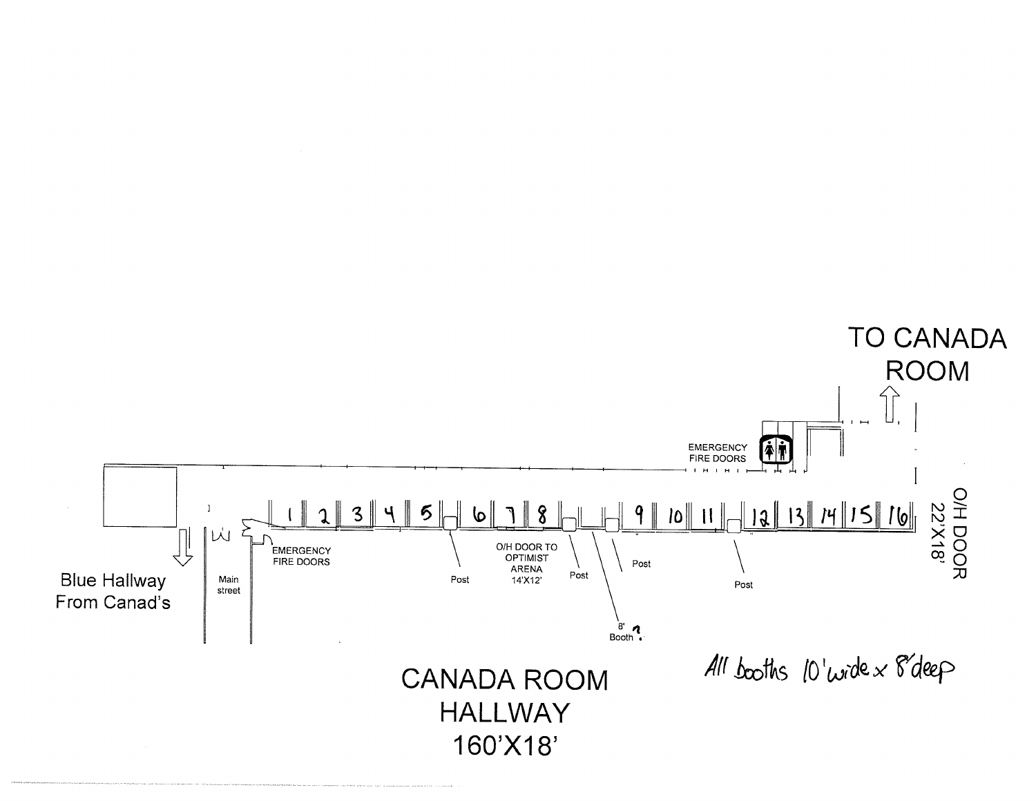TO CANADA ROOM

EMERGENCY FIRE DOORS

1 2 3 4 5 6 7 8 9 10 11 12 13 14 15 16

O/H DOOR 22'X18'

Blue Hallway From Canad's

Main street

EMERGENCY FIRE DOORS

Post

O/H DOOR TO OPTIMIST ARENA 14'X12'

Post

Post

8' Booth ?

Post

All booths 10' wide x 8' deep

# CANADA ROOM HALLWAY 160'X18'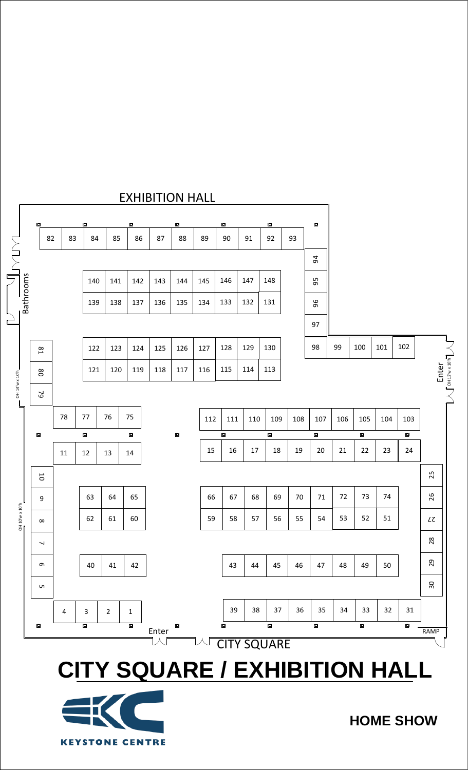EXHIBITION HALL

Bathrooms

82 83 84 85 86 87 88 89 90 91 92 93

94 95 96 97 98 99 100 101 102

140 141 142 143 144 145 146 147 148

139 138 137 136 135 134 133 132 131

122 123 124 125 126 127 128 129 130

121 120 119 118 117 116 115 114 113

81 80 79

OH 14'w x 10'h

Enter

OH 12'w x 10'h

78 77 76 75

112 111 110 109 108 107 106 105 104 103

11 12 13 14

15 16 17 18 19 20 21 22 23 24

10 9 8 7 6 5

OH 10'w x 10'h

63 64 65

62 61 60

66 67 68 69 70 71 72 73 74

59 58 57 56 55 54 53 52 51

25 26 27 28 29 30

40 41 42

43 44 45 46 47 48 49 50

4 3 2 1

39 38 37 36 35 34 33 32 31

Enter

CITY SQUARE

RAMP

# CITY SQUARE / EXHIBITION HALL

KEYSTONE CENTRE

**HOME SHOW**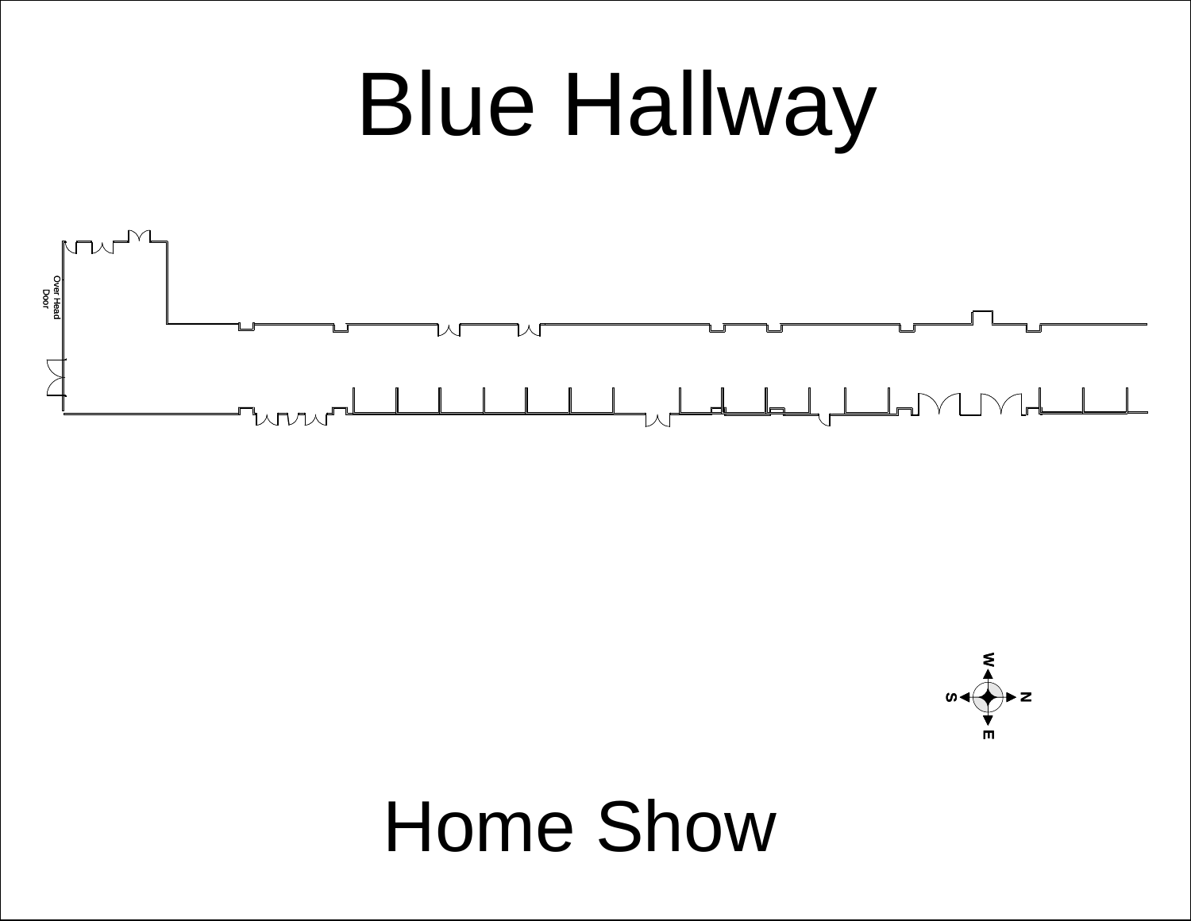# Blue Hallway

Over Head Door

W

S

N

E

# Home Show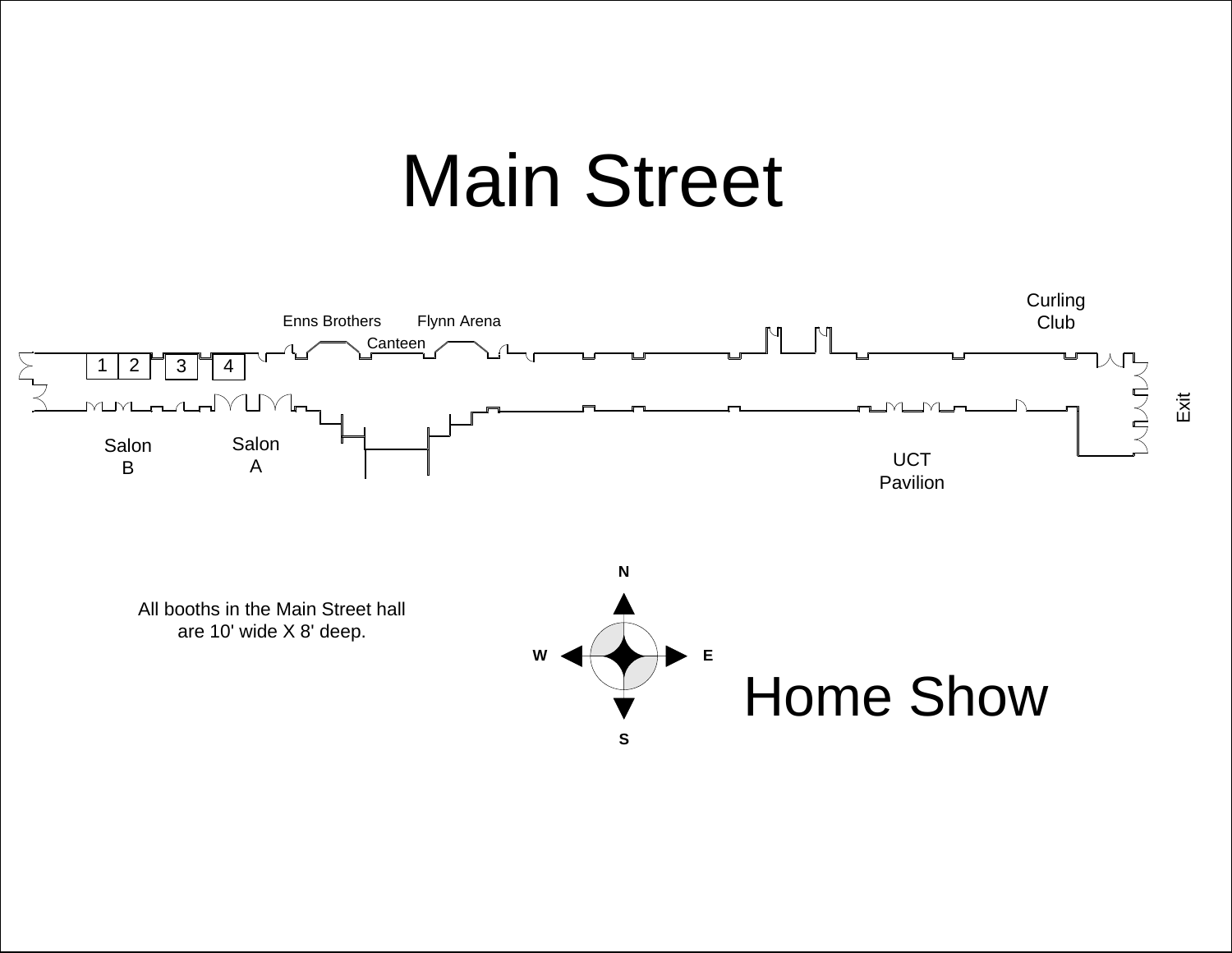# Main Street

Enns Brothers

Flynn Arena

Canteen

Curling Club

1 2 3 4

Exit

Salon B

Salon A

UCT Pavilion

All booths in the Main Street hall are 10' wide X 8' deep.

N

W

E

S

# Home Show